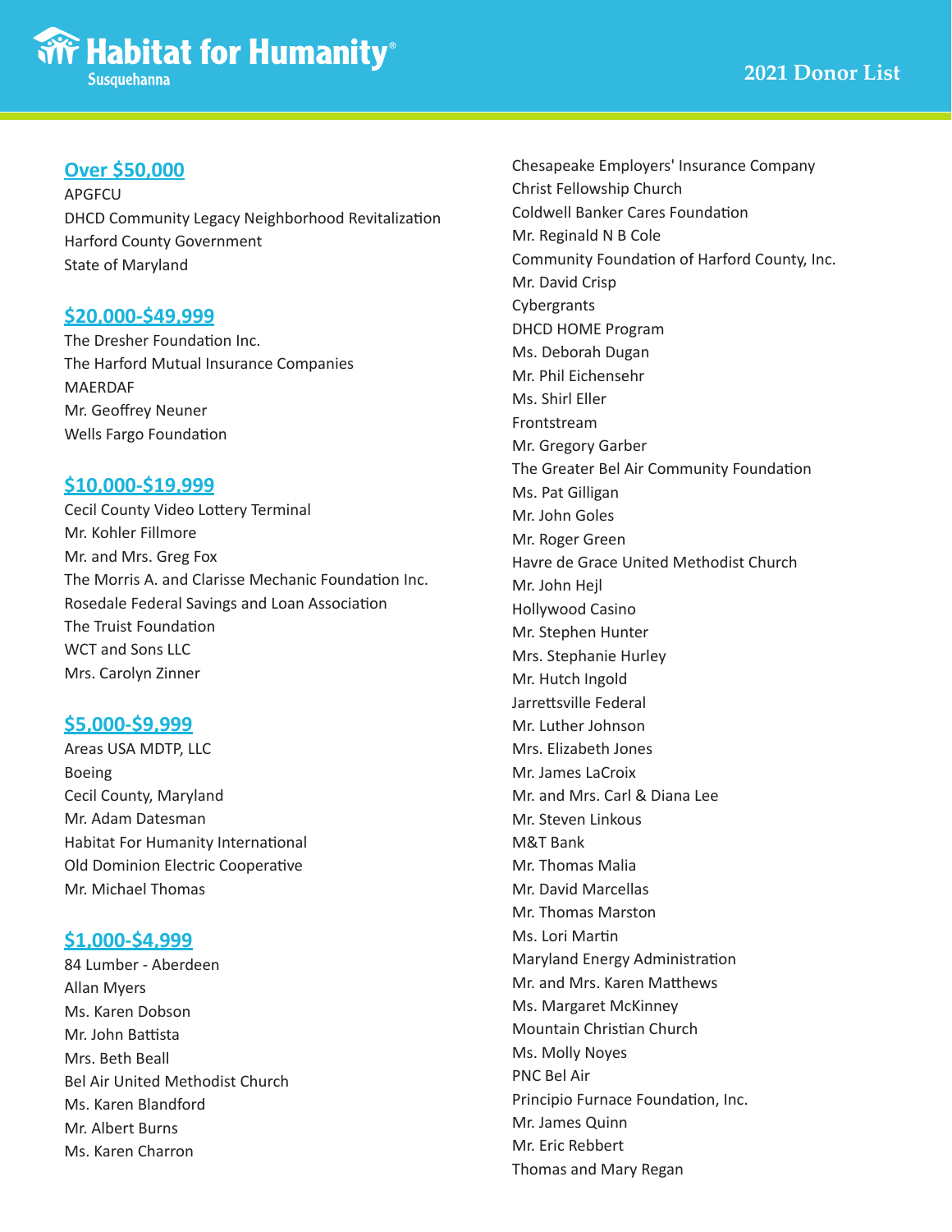# Habitat for Humanity Susquehanna

# 2021 Donor List

## Over $50,000

APGFCU
DHCD Community Legacy Neighborhood Revitalization
Harford County Government
State of Maryland

## $20,000-$49,999

The Dresher Foundation Inc.
The Harford Mutual Insurance Companies
MAERDAF
Mr. Geoffrey Neuner
Wells Fargo Foundation

## $10,000-$19,999

Cecil County Video Lottery Terminal
Mr. Kohler Fillmore
Mr. and Mrs. Greg Fox
The Morris A. and Clarisse Mechanic Foundation Inc.
Rosedale Federal Savings and Loan Association
The Truist Foundation
WCT and Sons LLC
Mrs. Carolyn Zinner

## $5,000-$9,999

Areas USA MDTP, LLC
Boeing
Cecil County, Maryland
Mr. Adam Datesman
Habitat For Humanity International
Old Dominion Electric Cooperative
Mr. Michael Thomas

## $1,000-$4,999

84 Lumber - Aberdeen
Allan Myers
Ms. Karen Dobson
Mr. John Battista
Mrs. Beth Beall
Bel Air United Methodist Church
Ms. Karen Blandford
Mr. Albert Burns
Ms. Karen Charron
Chesapeake Employers' Insurance Company
Christ Fellowship Church
Coldwell Banker Cares Foundation
Mr. Reginald N B Cole
Community Foundation of Harford County, Inc.
Mr. David Crisp
Cybergrants
DHCD HOME Program
Ms. Deborah Dugan
Mr. Phil Eichensehr
Ms. Shirl Eller
Frontstream
Mr. Gregory Garber
The Greater Bel Air Community Foundation
Ms. Pat Gilligan
Mr. John Goles
Mr. Roger Green
Havre de Grace United Methodist Church
Mr. John Hejl
Hollywood Casino
Mr. Stephen Hunter
Mrs. Stephanie Hurley
Mr. Hutch Ingold
Jarrettsville Federal
Mr. Luther Johnson
Mrs. Elizabeth Jones
Mr. James LaCroix
Mr. and Mrs. Carl & Diana Lee
Mr. Steven Linkous
M&T Bank
Mr. Thomas Malia
Mr. David Marcellas
Mr. Thomas Marston
Ms. Lori Martin
Maryland Energy Administration
Mr. and Mrs. Karen Matthews
Ms. Margaret McKinney
Mountain Christian Church
Ms. Molly Noyes
PNC Bel Air
Principio Furnace Foundation, Inc.
Mr. James Quinn
Mr. Eric Rebbert
Thomas and Mary Regan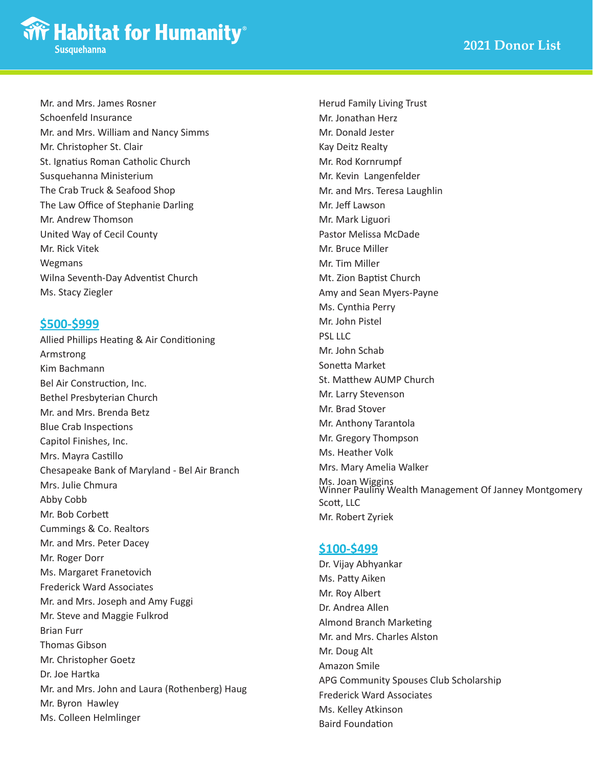Mr. and Mrs. James Rosner
Schoenfeld Insurance
Mr. and Mrs. William and Nancy Simms
Mr. Christopher St. Clair
St. Ignatius Roman Catholic Church
Susquehanna Ministerium
The Crab Truck & Seafood Shop
The Law Office of Stephanie Darling
Mr. Andrew Thomson
United Way of Cecil County
Mr. Rick Vitek
Wegmans
Wilna Seventh-Day Adventist Church
Ms. Stacy Ziegler

## $500-$999

Allied Phillips Heating & Air Conditioning
Armstrong
Kim Bachmann
Bel Air Construction, Inc.
Bethel Presbyterian Church
Mr. and Mrs. Brenda Betz
Blue Crab Inspections
Capitol Finishes, Inc.
Mrs. Mayra Castillo
Chesapeake Bank of Maryland - Bel Air Branch
Mrs. Julie Chmura
Abby Cobb
Mr. Bob Corbett
Cummings & Co. Realtors
Mr. and Mrs. Peter Dacey
Mr. Roger Dorr
Ms. Margaret Franetovich
Frederick Ward Associates
Mr. and Mrs. Joseph and Amy Fuggi
Mr. Steve and Maggie Fulkrod
Brian Furr
Thomas Gibson
Mr. Christopher Goetz
Dr. Joe Hartka
Mr. and Mrs. John and Laura (Rothenberg) Haug
Mr. Byron Hawley
Ms. Colleen Helmlinger
Herud Family Living Trust
Mr. Jonathan Herz
Mr. Donald Jester
Kay Deitz Realty
Mr. Rod Kornrumpf
Mr. Kevin Langenfelder
Mr. and Mrs. Teresa Laughlin
Mr. Jeff Lawson
Mr. Mark Liguori
Pastor Melissa McDade
Mr. Bruce Miller
Mr. Tim Miller
Mt. Zion Baptist Church
Amy and Sean Myers-Payne
Ms. Cynthia Perry
Mr. John Pistel
PSL LLC
Mr. John Schab
Sonetta Market
St. Matthew AUMP Church
Mr. Larry Stevenson
Mr. Brad Stover
Mr. Anthony Tarantola
Mr. Gregory Thompson
Ms. Heather Volk
Mrs. Mary Amelia Walker
Ms. Joan Wiggins
Winner Pauliny Wealth Management Of Janney Montgomery Scott, LLC
Mr. Robert Zyriek

## $100-$499

Dr. Vijay Abhyankar
Ms. Patty Aiken
Mr. Roy Albert
Dr. Andrea Allen
Almond Branch Marketing
Mr. and Mrs. Charles Alston
Mr. Doug Alt
Amazon Smile
APG Community Spouses Club Scholarship
Frederick Ward Associates
Ms. Kelley Atkinson
Baird Foundation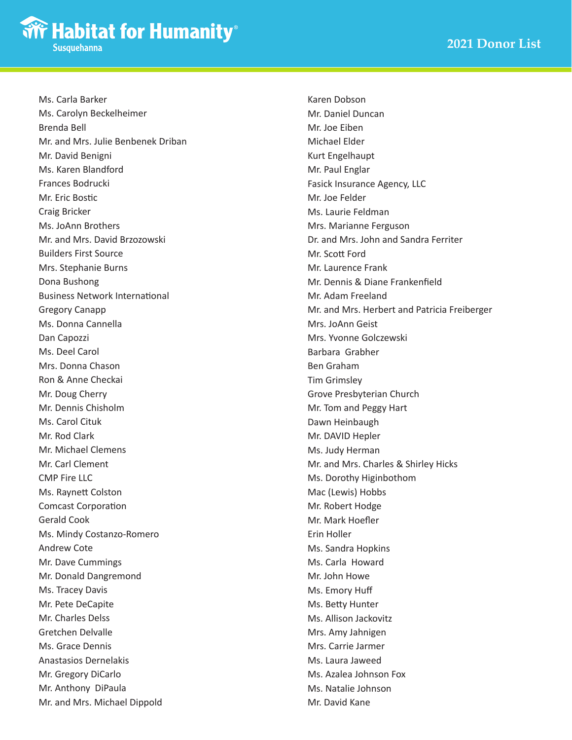Ms. Carla Barker
Ms. Carolyn Beckelheimer
Brenda Bell
Mr. and Mrs. Julie Benbenek Driban
Mr. David Benigni
Ms. Karen Blandford
Frances Bodrucki
Mr. Eric Bostic
Craig Bricker
Ms. JoAnn Brothers
Mr. and Mrs. David Brzozowski
Builders First Source
Mrs. Stephanie Burns
Dona Bushong
Business Network International
Gregory Canapp
Ms. Donna Cannella
Dan Capozzi
Ms. Deel Carol
Mrs. Donna Chason
Ron & Anne Checkai
Mr. Doug Cherry
Mr. Dennis Chisholm
Ms. Carol Cituk
Mr. Rod Clark
Mr. Michael Clemens
Mr. Carl Clement
CMP Fire LLC
Ms. Raynett Colston
Comcast Corporation
Gerald Cook
Ms. Mindy Costanzo-Romero
Andrew Cote
Mr. Dave Cummings
Mr. Donald Dangremond
Ms. Tracey Davis
Mr. Pete DeCapite
Mr. Charles Delss
Gretchen Delvalle
Ms. Grace Dennis
Anastasios Dernelakis
Mr. Gregory DiCarlo
Mr. Anthony DiPaula
Mr. and Mrs. Michael Dippold
Karen Dobson
Mr. Daniel Duncan
Mr. Joe Eiben
Michael Elder
Kurt Engelhaupt
Mr. Paul Englar
Fasick Insurance Agency, LLC
Mr. Joe Felder
Ms. Laurie Feldman
Mrs. Marianne Ferguson
Dr. and Mrs. John and Sandra Ferriter
Mr. Scott Ford
Mr. Laurence Frank
Mr. Dennis & Diane Frankenfield
Mr. Adam Freeland
Mr. and Mrs. Herbert and Patricia Freiberger
Mrs. JoAnn Geist
Mrs. Yvonne Golczewski
Barbara Grabher
Ben Graham
Tim Grimsley
Grove Presbyterian Church
Mr. Tom and Peggy Hart
Dawn Heinbaugh
Mr. DAVID Hepler
Ms. Judy Herman
Mr. and Mrs. Charles & Shirley Hicks
Ms. Dorothy Higinbothom
Mac (Lewis) Hobbs
Mr. Robert Hodge
Mr. Mark Hoefler
Erin Holler
Ms. Sandra Hopkins
Ms. Carla Howard
Mr. John Howe
Ms. Emory Huff
Ms. Betty Hunter
Ms. Allison Jackovitz
Mrs. Amy Jahnigen
Mrs. Carrie Jarmer
Ms. Laura Jaweed
Ms. Azalea Johnson Fox
Ms. Natalie Johnson
Mr. David Kane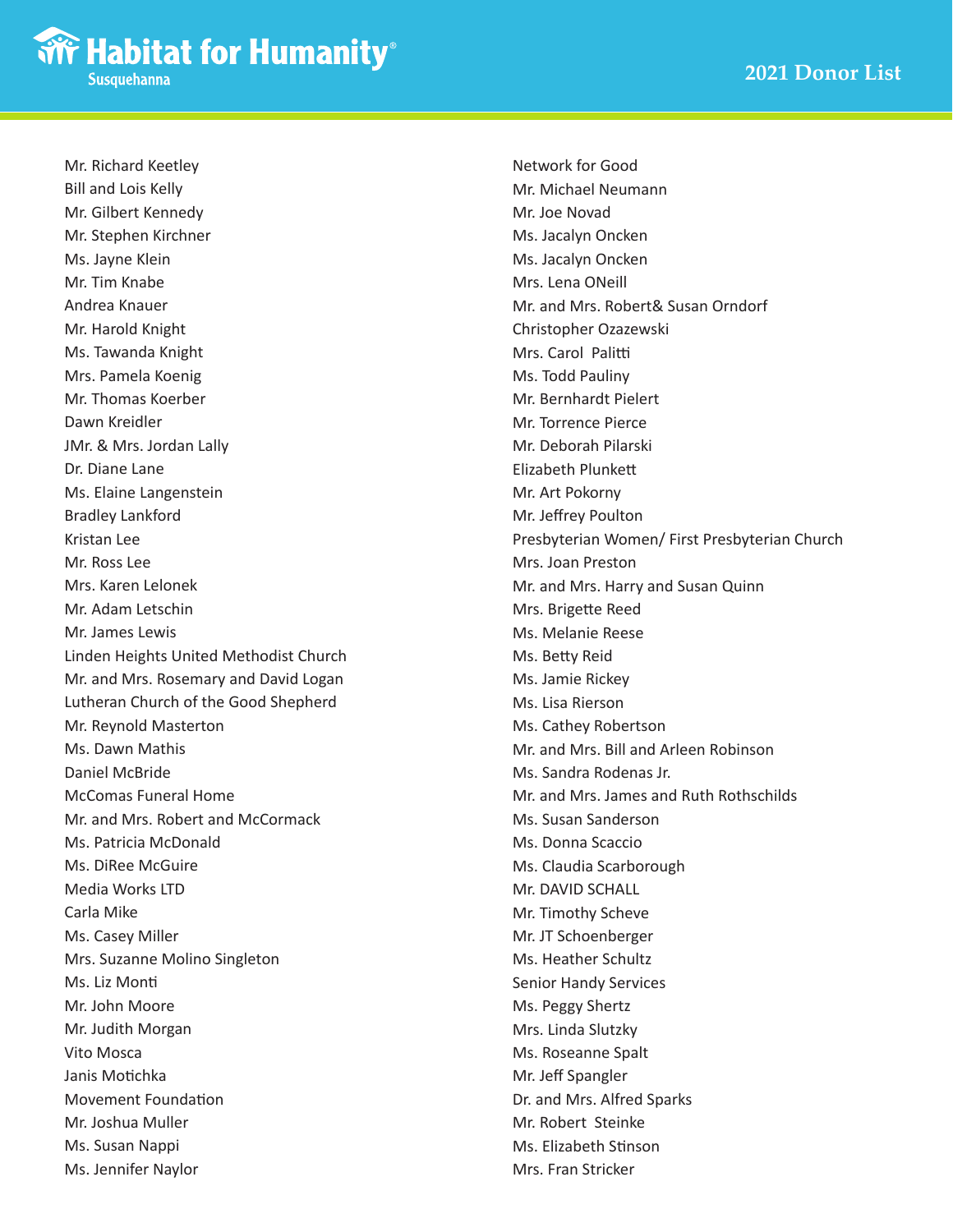Mr. Richard Keetley
Bill and Lois Kelly
Mr. Gilbert Kennedy
Mr. Stephen Kirchner
Ms. Jayne Klein
Mr. Tim Knabe
Andrea Knauer
Mr. Harold Knight
Ms. Tawanda Knight
Mrs. Pamela Koenig
Mr. Thomas Koerber
Dawn Kreidler
JMr. & Mrs. Jordan Lally
Dr. Diane Lane
Ms. Elaine Langenstein
Bradley Lankford
Kristan Lee
Mr. Ross Lee
Mrs. Karen Lelonek
Mr. Adam Letschin
Mr. James Lewis
Linden Heights United Methodist Church
Mr. and Mrs. Rosemary and David Logan
Lutheran Church of the Good Shepherd
Mr. Reynold Masterton
Ms. Dawn Mathis
Daniel McBride
McComas Funeral Home
Mr. and Mrs. Robert and McCormack
Ms. Patricia McDonald
Ms. DiRee McGuire
Media Works LTD
Carla Mike
Ms. Casey Miller
Mrs. Suzanne Molino Singleton
Ms. Liz Monti
Mr. John Moore
Mr. Judith Morgan
Vito Mosca
Janis Motichka
Movement Foundation
Mr. Joshua Muller
Ms. Susan Nappi
Ms. Jennifer Naylor
Network for Good
Mr. Michael Neumann
Mr. Joe Novad
Ms. Jacalyn Oncken
Ms. Jacalyn Oncken
Mrs. Lena ONeill
Mr. and Mrs. Robert& Susan Orndorf
Christopher Ozazewski
Mrs. Carol Palitti
Ms. Todd Pauliny
Mr. Bernhardt Pielert
Mr. Torrence Pierce
Mr. Deborah Pilarski
Elizabeth Plunkett
Mr. Art Pokorny
Mr. Jeffrey Poulton
Presbyterian Women/ First Presbyterian Church
Mrs. Joan Preston
Mr. and Mrs. Harry and Susan Quinn
Mrs. Brigette Reed
Ms. Melanie Reese
Ms. Betty Reid
Ms. Jamie Rickey
Ms. Lisa Rierson
Ms. Cathey Robertson
Mr. and Mrs. Bill and Arleen Robinson
Ms. Sandra Rodenas Jr.
Mr. and Mrs. James and Ruth Rothschilds
Ms. Susan Sanderson
Ms. Donna Scaccio
Ms. Claudia Scarborough
Mr. DAVID SCHALL
Mr. Timothy Scheve
Mr. JT Schoenberger
Ms. Heather Schultz
Senior Handy Services
Ms. Peggy Shertz
Mrs. Linda Slutzky
Ms. Roseanne Spalt
Mr. Jeff Spangler
Dr. and Mrs. Alfred Sparks
Mr. Robert Steinke
Ms. Elizabeth Stinson
Mrs. Fran Stricker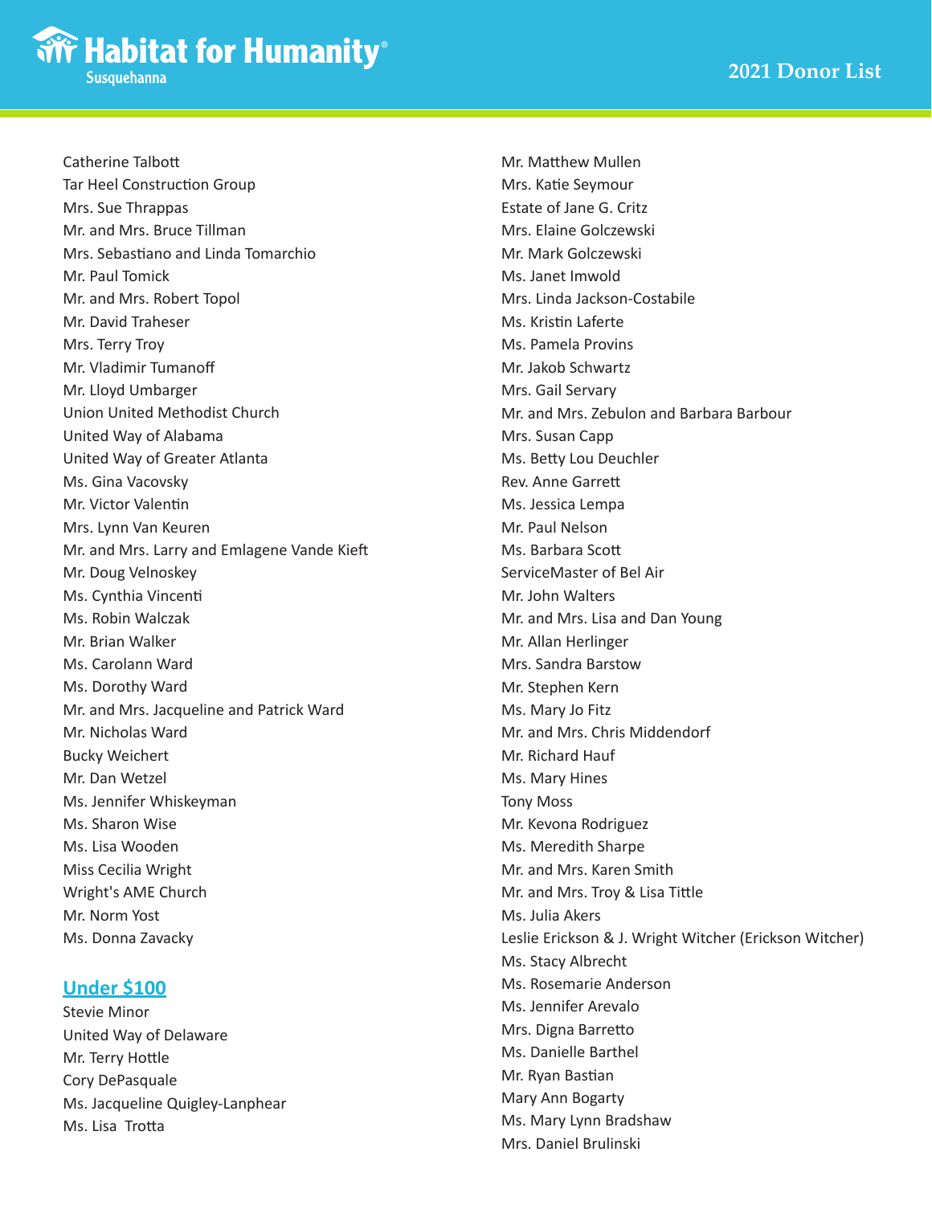Catherine Talbott
Tar Heel Construction Group
Mrs. Sue Thrappas
Mr. and Mrs. Bruce Tillman
Mrs. Sebastiano and Linda Tomarchio
Mr. Paul Tomick
Mr. and Mrs. Robert Topol
Mr. David Traheser
Mrs. Terry Troy
Mr. Vladimir Tumanoff
Mr. Lloyd Umbarger
Union United Methodist Church
United Way of Alabama
United Way of Greater Atlanta
Ms. Gina Vacovsky
Mr. Victor Valentin
Mrs. Lynn Van Keuren
Mr. and Mrs. Larry and Emlagene Vande Kieft
Mr. Doug Velnoskey
Ms. Cynthia Vincenti
Ms. Robin Walczak
Mr. Brian Walker
Ms. Carolann Ward
Ms. Dorothy Ward
Mr. and Mrs. Jacqueline and Patrick Ward
Mr. Nicholas Ward
Bucky Weichert
Mr. Dan Wetzel
Ms. Jennifer Whiskeyman
Ms. Sharon Wise
Ms. Lisa Wooden
Miss Cecilia Wright
Wright's AME Church
Mr. Norm Yost
Ms. Donna Zavacky

## Under $100

Stevie Minor
United Way of Delaware
Mr. Terry Hottle
Cory DePasquale
Ms. Jacqueline Quigley-Lanphear
Ms. Lisa Trotta
Mr. Matthew Mullen
Mrs. Katie Seymour
Estate of Jane G. Critz
Mrs. Elaine Golczewski
Mr. Mark Golczewski
Ms. Janet Imwold
Mrs. Linda Jackson-Costabile
Ms. Kristin Laferte
Ms. Pamela Provins
Mr. Jakob Schwartz
Mrs. Gail Servary
Mr. and Mrs. Zebulon and Barbara Barbour
Mrs. Susan Capp
Ms. Betty Lou Deuchler
Rev. Anne Garrett
Ms. Jessica Lempa
Mr. Paul Nelson
Ms. Barbara Scott
ServiceMaster of Bel Air
Mr. John Walters
Mr. and Mrs. Lisa and Dan Young
Mr. Allan Herlinger
Mrs. Sandra Barstow
Mr. Stephen Kern
Ms. Mary Jo Fitz
Mr. and Mrs. Chris Middendorf
Mr. Richard Hauf
Ms. Mary Hines
Tony Moss
Mr. Kevona Rodriguez
Ms. Meredith Sharpe
Mr. and Mrs. Karen Smith
Mr. and Mrs. Troy & Lisa Tittle
Ms. Julia Akers
Leslie Erickson & J. Wright Witcher (Erickson Witcher)
Ms. Stacy Albrecht
Ms. Rosemarie Anderson
Ms. Jennifer Arevalo
Mrs. Digna Barretto
Ms. Danielle Barthel
Mr. Ryan Bastian
Mary Ann Bogarty
Ms. Mary Lynn Bradshaw
Mrs. Daniel Brulinski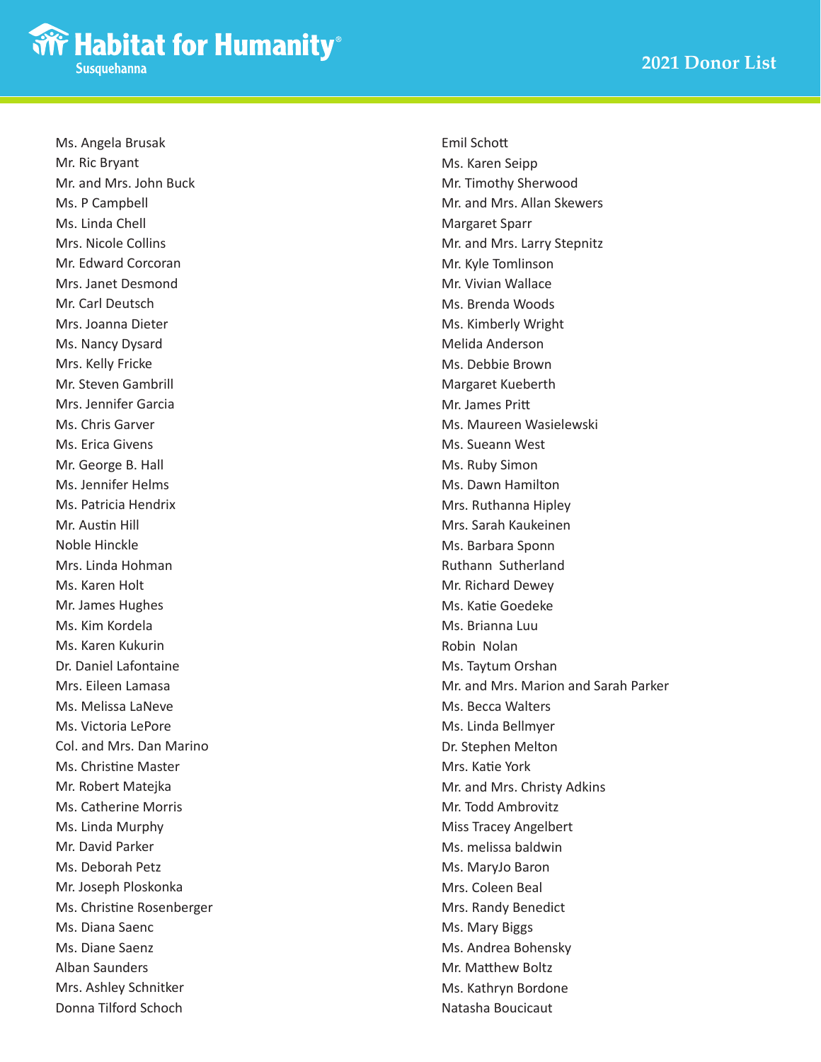Ms. Angela Brusak
Mr. Ric Bryant
Mr. and Mrs. John Buck
Ms. P Campbell
Ms. Linda Chell
Mrs. Nicole Collins
Mr. Edward Corcoran
Mrs. Janet Desmond
Mr. Carl Deutsch
Mrs. Joanna Dieter
Ms. Nancy Dysard
Mrs. Kelly Fricke
Mr. Steven Gambrill
Mrs. Jennifer Garcia
Ms. Chris Garver
Ms. Erica Givens
Mr. George B. Hall
Ms. Jennifer Helms
Ms. Patricia Hendrix
Mr. Austin Hill
Noble Hinckle
Mrs. Linda Hohman
Ms. Karen Holt
Mr. James Hughes
Ms. Kim Kordela
Ms. Karen Kukurin
Dr. Daniel Lafontaine
Mrs. Eileen Lamasa
Ms. Melissa LaNeve
Ms. Victoria LePore
Col. and Mrs. Dan Marino
Ms. Christine Master
Mr. Robert Matejka
Ms. Catherine Morris
Ms. Linda Murphy
Mr. David Parker
Ms. Deborah Petz
Mr. Joseph Ploskonka
Ms. Christine Rosenberger
Ms. Diana Saenc
Ms. Diane Saenz
Alban Saunders
Mrs. Ashley Schnitker
Donna Tilford Schoch
Emil Schott
Ms. Karen Seipp
Mr. Timothy Sherwood
Mr. and Mrs. Allan Skewers
Margaret Sparr
Mr. and Mrs. Larry Stepnitz
Mr. Kyle Tomlinson
Mr. Vivian Wallace
Ms. Brenda Woods
Ms. Kimberly Wright
Melida Anderson
Ms. Debbie Brown
Margaret Kueberth
Mr. James Pritt
Ms. Maureen Wasielewski
Ms. Sueann West
Ms. Ruby Simon
Ms. Dawn Hamilton
Mrs. Ruthanna Hipley
Mrs. Sarah Kaukeinen
Ms. Barbara Sponn
Ruthann Sutherland
Mr. Richard Dewey
Ms. Katie Goedeke
Ms. Brianna Luu
Robin Nolan
Ms. Taytum Orshan
Mr. and Mrs. Marion and Sarah Parker
Ms. Becca Walters
Ms. Linda Bellmyer
Dr. Stephen Melton
Mrs. Katie York
Mr. and Mrs. Christy Adkins
Mr. Todd Ambrovitz
Miss Tracey Angelbert
Ms. melissa baldwin
Ms. MaryJo Baron
Mrs. Coleen Beal
Mrs. Randy Benedict
Ms. Mary Biggs
Ms. Andrea Bohensky
Mr. Matthew Boltz
Ms. Kathryn Bordone
Natasha Boucicaut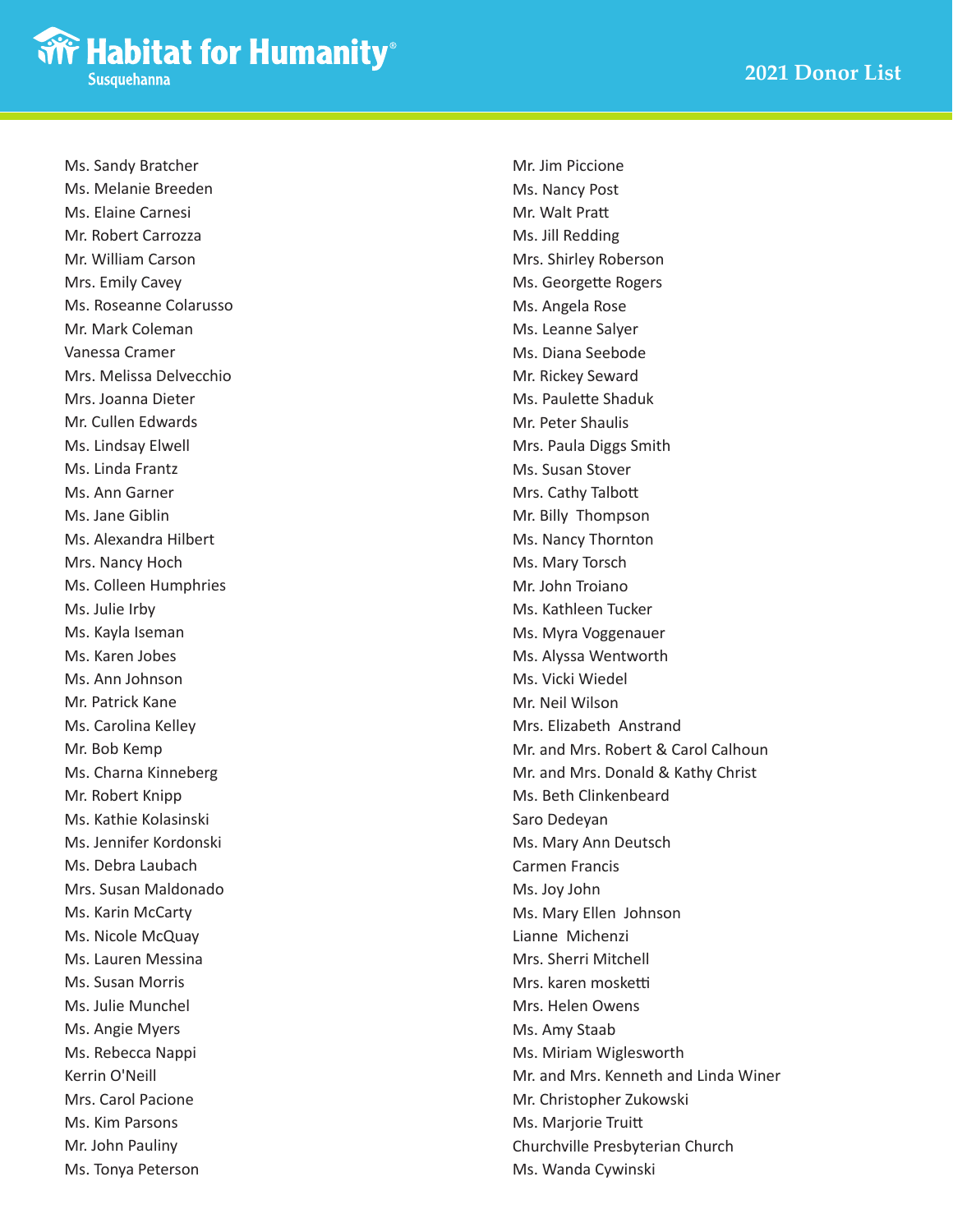Ms. Sandy Bratcher
Ms. Melanie Breeden
Ms. Elaine Carnesi
Mr. Robert Carrozza
Mr. William Carson
Mrs. Emily Cavey
Ms. Roseanne Colarusso
Mr. Mark Coleman
Vanessa Cramer
Mrs. Melissa Delvecchio
Mrs. Joanna Dieter
Mr. Cullen Edwards
Ms. Lindsay Elwell
Ms. Linda Frantz
Ms. Ann Garner
Ms. Jane Giblin
Ms. Alexandra Hilbert
Mrs. Nancy Hoch
Ms. Colleen Humphries
Ms. Julie Irby
Ms. Kayla Iseman
Ms. Karen Jobes
Ms. Ann Johnson
Mr. Patrick Kane
Ms. Carolina Kelley
Mr. Bob Kemp
Ms. Charna Kinneberg
Mr. Robert Knipp
Ms. Kathie Kolasinski
Ms. Jennifer Kordonski
Ms. Debra Laubach
Mrs. Susan Maldonado
Ms. Karin McCarty
Ms. Nicole McQuay
Ms. Lauren Messina
Ms. Susan Morris
Ms. Julie Munchel
Ms. Angie Myers
Ms. Rebecca Nappi
Kerrin O'Neill
Mrs. Carol Pacione
Ms. Kim Parsons
Mr. John Pauliny
Ms. Tonya Peterson
Mr. Jim Piccione
Ms. Nancy Post
Mr. Walt Pratt
Ms. Jill Redding
Mrs. Shirley Roberson
Ms. Georgette Rogers
Ms. Angela Rose
Ms. Leanne Salyer
Ms. Diana Seebode
Mr. Rickey Seward
Ms. Paulette Shaduk
Mr. Peter Shaulis
Mrs. Paula Diggs Smith
Ms. Susan Stover
Mrs. Cathy Talbott
Mr. Billy Thompson
Ms. Nancy Thornton
Ms. Mary Torsch
Mr. John Troiano
Ms. Kathleen Tucker
Ms. Myra Voggenauer
Ms. Alyssa Wentworth
Ms. Vicki Wiedel
Mr. Neil Wilson
Mrs. Elizabeth Anstrand
Mr. and Mrs. Robert & Carol Calhoun
Mr. and Mrs. Donald & Kathy Christ
Ms. Beth Clinkenbeard
Saro Dedeyan
Ms. Mary Ann Deutsch
Carmen Francis
Ms. Joy John
Ms. Mary Ellen Johnson
Lianne Michenzi
Mrs. Sherri Mitchell
Mrs. karen mosketti
Mrs. Helen Owens
Ms. Amy Staab
Ms. Miriam Wiglesworth
Mr. and Mrs. Kenneth and Linda Winer
Mr. Christopher Zukowski
Ms. Marjorie Truitt
Churchville Presbyterian Church
Ms. Wanda Cywinski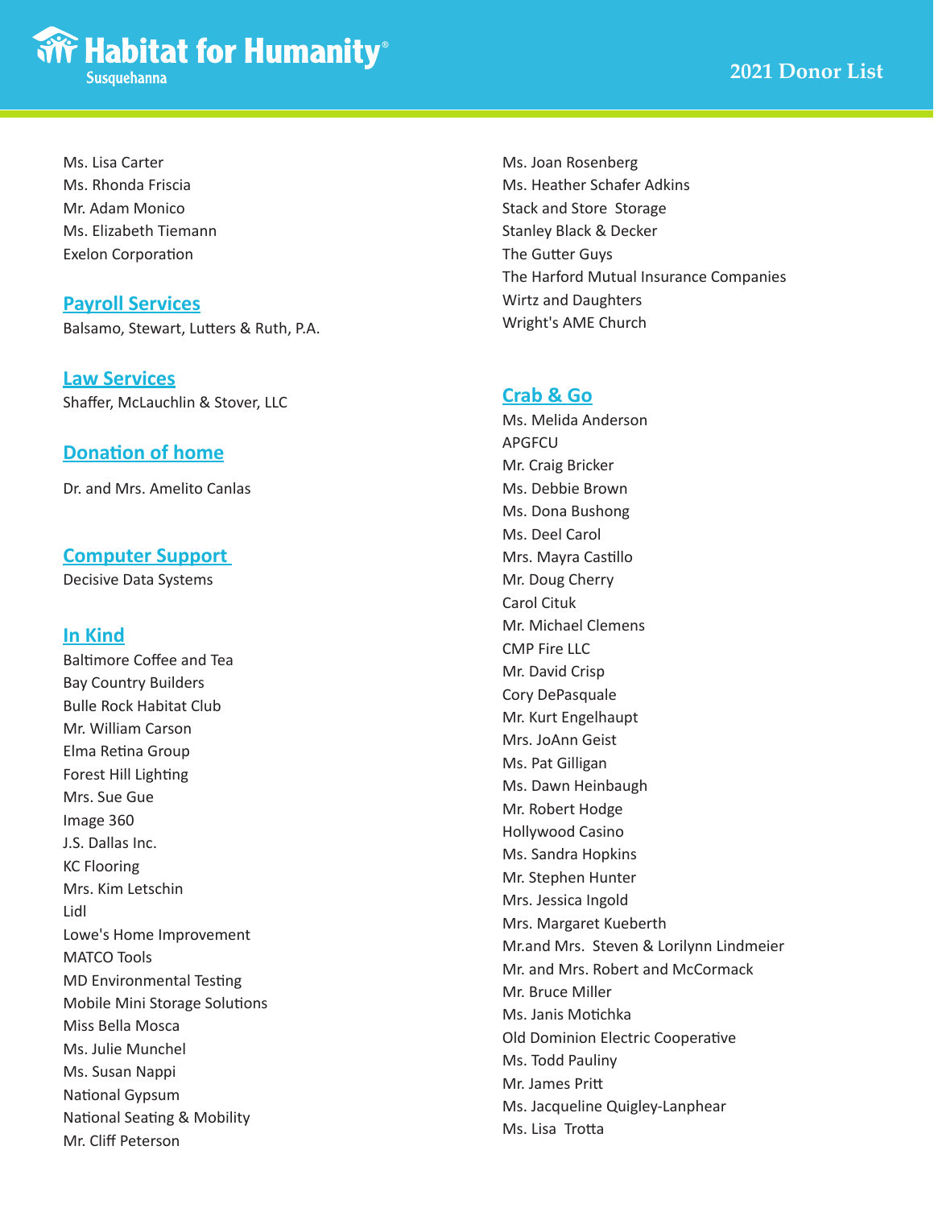Ms. Lisa Carter
Ms. Rhonda Friscia
Mr. Adam Monico
Ms. Elizabeth Tiemann
Exelon Corporation

## Payroll Services

Balsamo, Stewart, Lutters & Ruth, P.A.

## Law Services

Shaffer, McLauchlin & Stover, LLC

## Donation of home

Dr. and Mrs. Amelito Canlas

## Computer Support

Decisive Data Systems

## In Kind

Baltimore Coffee and Tea
Bay Country Builders
Bulle Rock Habitat Club
Mr. William Carson
Elma Retina Group
Forest Hill Lighting
Mrs. Sue Gue
Image 360
J.S. Dallas Inc.
KC Flooring
Mrs. Kim Letschin
Lidl
Lowe's Home Improvement
MATCO Tools
MD Environmental Testing
Mobile Mini Storage Solutions
Miss Bella Mosca
Ms. Julie Munchel
Ms. Susan Nappi
National Gypsum
National Seating & Mobility
Mr. Cliff Peterson
Ms. Joan Rosenberg
Ms. Heather Schafer Adkins
Stack and Store Storage
Stanley Black & Decker
The Gutter Guys
The Harford Mutual Insurance Companies
Wirtz and Daughters
Wright's AME Church

## Crab & Go

Ms. Melida Anderson
APGFCU
Mr. Craig Bricker
Ms. Debbie Brown
Ms. Dona Bushong
Ms. Deel Carol
Mrs. Mayra Castillo
Mr. Doug Cherry
Carol Cituk
Mr. Michael Clemens
CMP Fire LLC
Mr. David Crisp
Cory DePasquale
Mr. Kurt Engelhaupt
Mrs. JoAnn Geist
Ms. Pat Gilligan
Ms. Dawn Heinbaugh
Mr. Robert Hodge
Hollywood Casino
Ms. Sandra Hopkins
Mr. Stephen Hunter
Mrs. Jessica Ingold
Mrs. Margaret Kueberth
Mr.and Mrs. Steven & Lorilynn Lindmeier
Mr. and Mrs. Robert and McCormack
Mr. Bruce Miller
Ms. Janis Motichka
Old Dominion Electric Cooperative
Ms. Todd Pauliny
Mr. James Pritt
Ms. Jacqueline Quigley-Lanphear
Ms. Lisa Trotta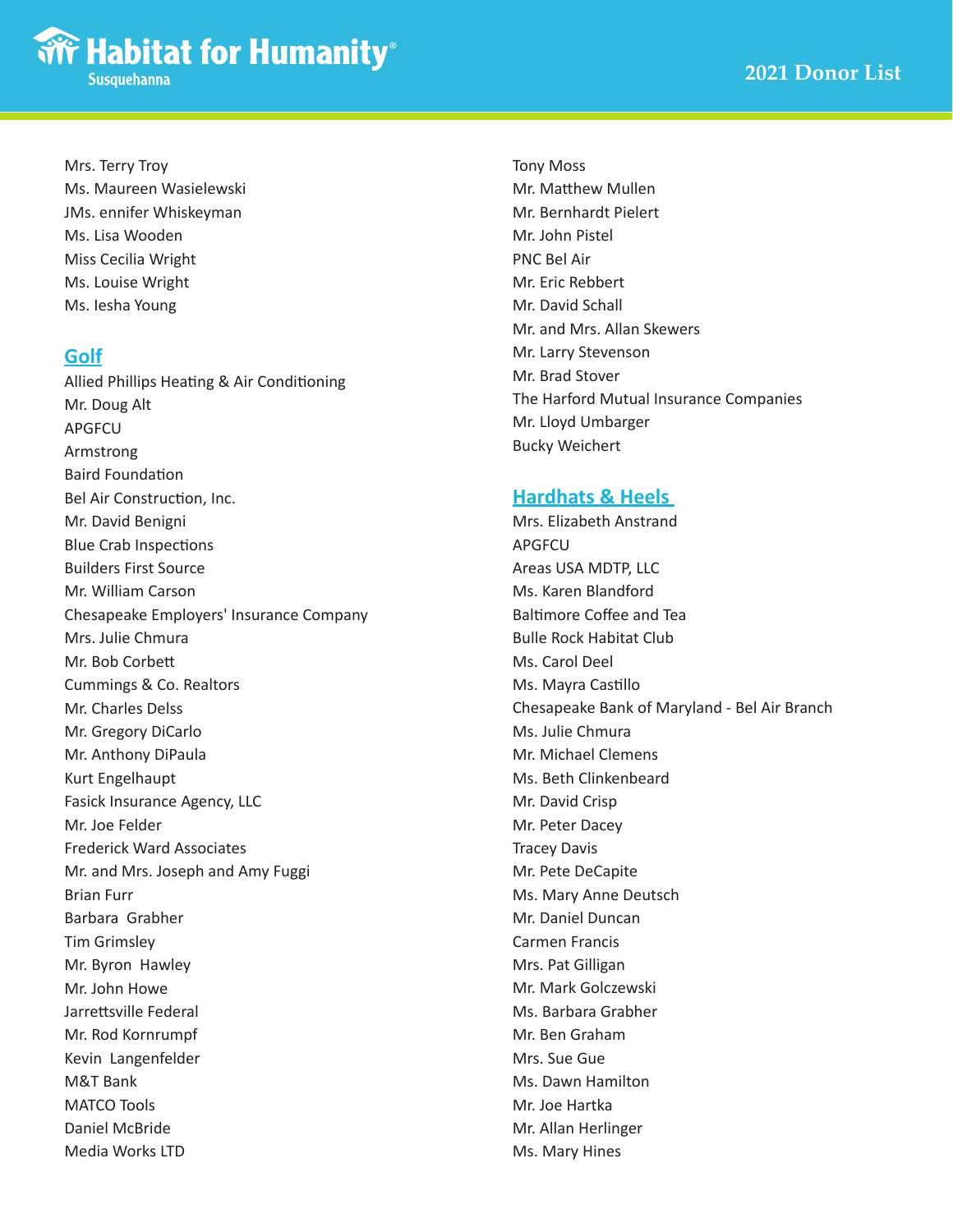Mrs. Terry Troy
Ms. Maureen Wasielewski
JMs. ennifer Whiskeyman
Ms. Lisa Wooden
Miss Cecilia Wright
Ms. Louise Wright
Ms. Iesha Young

## Golf

Allied Phillips Heating & Air Conditioning
Mr. Doug Alt
APGFCU
Armstrong
Baird Foundation
Bel Air Construction, Inc.
Mr. David Benigni
Blue Crab Inspections
Builders First Source
Mr. William Carson
Chesapeake Employers' Insurance Company
Mrs. Julie Chmura
Mr. Bob Corbett
Cummings & Co. Realtors
Mr. Charles Delss
Mr. Gregory DiCarlo
Mr. Anthony DiPaula
Kurt Engelhaupt
Fasick Insurance Agency, LLC
Mr. Joe Felder
Frederick Ward Associates
Mr. and Mrs. Joseph and Amy Fuggi
Brian Furr
Barbara Grabher
Tim Grimsley
Mr. Byron Hawley
Mr. John Howe
Jarrettsville Federal
Mr. Rod Kornrumpf
Kevin Langenfelder
M&T Bank
MATCO Tools
Daniel McBride
Media Works LTD
Tony Moss
Mr. Matthew Mullen
Mr. Bernhardt Pielert
Mr. John Pistel
PNC Bel Air
Mr. Eric Rebbert
Mr. David Schall
Mr. and Mrs. Allan Skewers
Mr. Larry Stevenson
Mr. Brad Stover
The Harford Mutual Insurance Companies
Mr. Lloyd Umbarger
Bucky Weichert

## Hardhats & Heels

Mrs. Elizabeth Anstrand
APGFCU
Areas USA MDTP, LLC
Ms. Karen Blandford
Baltimore Coffee and Tea
Bulle Rock Habitat Club
Ms. Carol Deel
Ms. Mayra Castillo
Chesapeake Bank of Maryland - Bel Air Branch
Ms. Julie Chmura
Mr. Michael Clemens
Ms. Beth Clinkenbeard
Mr. David Crisp
Mr. Peter Dacey
Tracey Davis
Mr. Pete DeCapite
Ms. Mary Anne Deutsch
Mr. Daniel Duncan
Carmen Francis
Mrs. Pat Gilligan
Mr. Mark Golczewski
Ms. Barbara Grabher
Mr. Ben Graham
Mrs. Sue Gue
Ms. Dawn Hamilton
Mr. Joe Hartka
Mr. Allan Herlinger
Ms. Mary Hines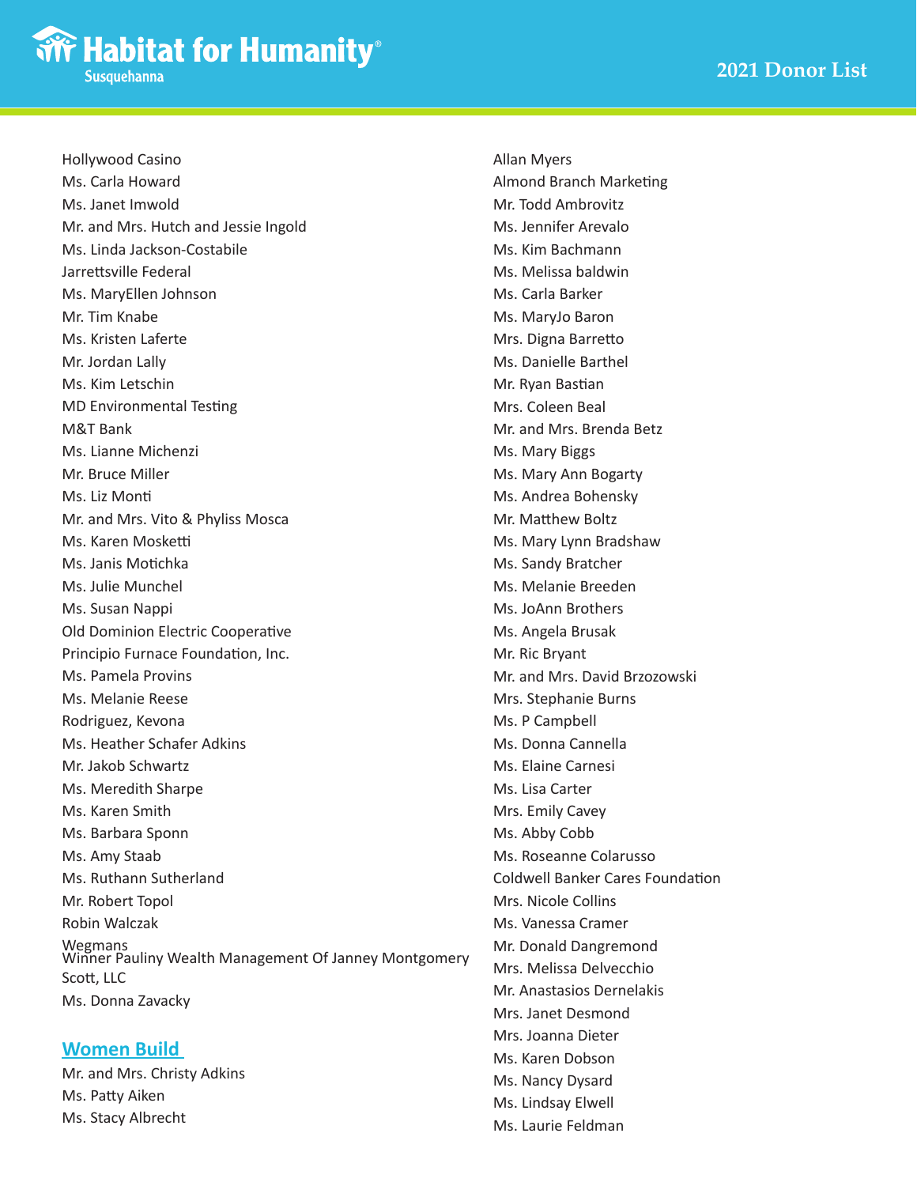Hollywood Casino
Ms. Carla Howard
Ms. Janet Imwold
Mr. and Mrs. Hutch and Jessie Ingold
Ms. Linda Jackson-Costabile
Jarrettsville Federal
Ms. MaryEllen Johnson
Mr. Tim Knabe
Ms. Kristen Laferte
Mr. Jordan Lally
Ms. Kim Letschin
MD Environmental Testing
M&T Bank
Ms. Lianne Michenzi
Mr. Bruce Miller
Ms. Liz Monti
Mr. and Mrs. Vito & Phyliss Mosca
Ms. Karen Mosketti
Ms. Janis Motichka
Ms. Julie Munchel
Ms. Susan Nappi
Old Dominion Electric Cooperative
Principio Furnace Foundation, Inc.
Ms. Pamela Provins
Ms. Melanie Reese
Rodriguez, Kevona
Ms. Heather Schafer Adkins
Mr. Jakob Schwartz
Ms. Meredith Sharpe
Ms. Karen Smith
Ms. Barbara Sponn
Ms. Amy Staab
Ms. Ruthann Sutherland
Mr. Robert Topol
Robin Walczak
Wegmans
Winner Pauliny Wealth Management Of Janney Montgomery Scott, LLC
Ms. Donna Zavacky

## Women Build

Mr. and Mrs. Christy Adkins
Ms. Patty Aiken
Ms. Stacy Albrecht
Allan Myers
Almond Branch Marketing
Mr. Todd Ambrovitz
Ms. Jennifer Arevalo
Ms. Kim Bachmann
Ms. Melissa baldwin
Ms. Carla Barker
Ms. MaryJo Baron
Mrs. Digna Barretto
Ms. Danielle Barthel
Mr. Ryan Bastian
Mrs. Coleen Beal
Mr. and Mrs. Brenda Betz
Ms. Mary Biggs
Ms. Mary Ann Bogarty
Ms. Andrea Bohensky
Mr. Matthew Boltz
Ms. Mary Lynn Bradshaw
Ms. Sandy Bratcher
Ms. Melanie Breeden
Ms. JoAnn Brothers
Ms. Angela Brusak
Mr. Ric Bryant
Mr. and Mrs. David Brzozowski
Mrs. Stephanie Burns
Ms. P Campbell
Ms. Donna Cannella
Ms. Elaine Carnesi
Ms. Lisa Carter
Mrs. Emily Cavey
Ms. Abby Cobb
Ms. Roseanne Colarusso
Coldwell Banker Cares Foundation
Mrs. Nicole Collins
Ms. Vanessa Cramer
Mr. Donald Dangremond
Mrs. Melissa Delvecchio
Mr. Anastasios Dernelakis
Mrs. Janet Desmond
Mrs. Joanna Dieter
Ms. Karen Dobson
Ms. Nancy Dysard
Ms. Lindsay Elwell
Ms. Laurie Feldman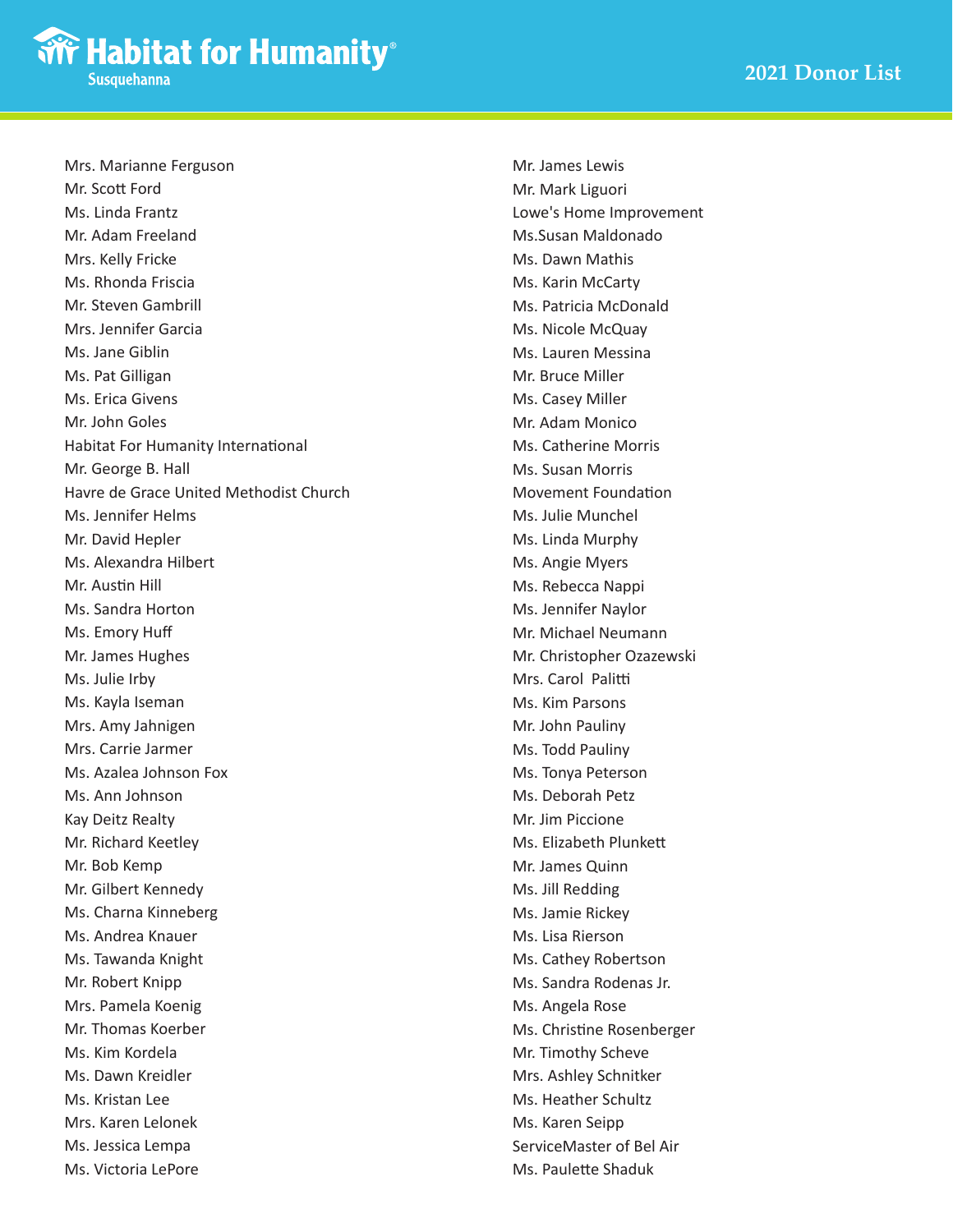Mrs. Marianne Ferguson
Mr. Scott Ford
Ms. Linda Frantz
Mr. Adam Freeland
Mrs. Kelly Fricke
Ms. Rhonda Friscia
Mr. Steven Gambrill
Mrs. Jennifer Garcia
Ms. Jane Giblin
Ms. Pat Gilligan
Ms. Erica Givens
Mr. John Goles
Habitat For Humanity International
Mr. George B. Hall
Havre de Grace United Methodist Church
Ms. Jennifer Helms
Mr. David Hepler
Ms. Alexandra Hilbert
Mr. Austin Hill
Ms. Sandra Horton
Ms. Emory Huff
Mr. James Hughes
Ms. Julie Irby
Ms. Kayla Iseman
Mrs. Amy Jahnigen
Mrs. Carrie Jarmer
Ms. Azalea Johnson Fox
Ms. Ann Johnson
Kay Deitz Realty
Mr. Richard Keetley
Mr. Bob Kemp
Mr. Gilbert Kennedy
Ms. Charna Kinneberg
Ms. Andrea Knauer
Ms. Tawanda Knight
Mr. Robert Knipp
Mrs. Pamela Koenig
Mr. Thomas Koerber
Ms. Kim Kordela
Ms. Dawn Kreidler
Ms. Kristan Lee
Mrs. Karen Lelonek
Ms. Jessica Lempa
Ms. Victoria LePore
Mr. James Lewis
Mr. Mark Liguori
Lowe's Home Improvement
Ms.Susan Maldonado
Ms. Dawn Mathis
Ms. Karin McCarty
Ms. Patricia McDonald
Ms. Nicole McQuay
Ms. Lauren Messina
Mr. Bruce Miller
Ms. Casey Miller
Mr. Adam Monico
Ms. Catherine Morris
Ms. Susan Morris
Movement Foundation
Ms. Julie Munchel
Ms. Linda Murphy
Ms. Angie Myers
Ms. Rebecca Nappi
Ms. Jennifer Naylor
Mr. Michael Neumann
Mr. Christopher Ozazewski
Mrs. Carol Palitti
Ms. Kim Parsons
Mr. John Pauliny
Ms. Todd Pauliny
Ms. Tonya Peterson
Ms. Deborah Petz
Mr. Jim Piccione
Ms. Elizabeth Plunkett
Mr. James Quinn
Ms. Jill Redding
Ms. Jamie Rickey
Ms. Lisa Rierson
Ms. Cathey Robertson
Ms. Sandra Rodenas Jr.
Ms. Angela Rose
Ms. Christine Rosenberger
Mr. Timothy Scheve
Mrs. Ashley Schnitker
Ms. Heather Schultz
Ms. Karen Seipp
ServiceMaster of Bel Air
Ms. Paulette Shaduk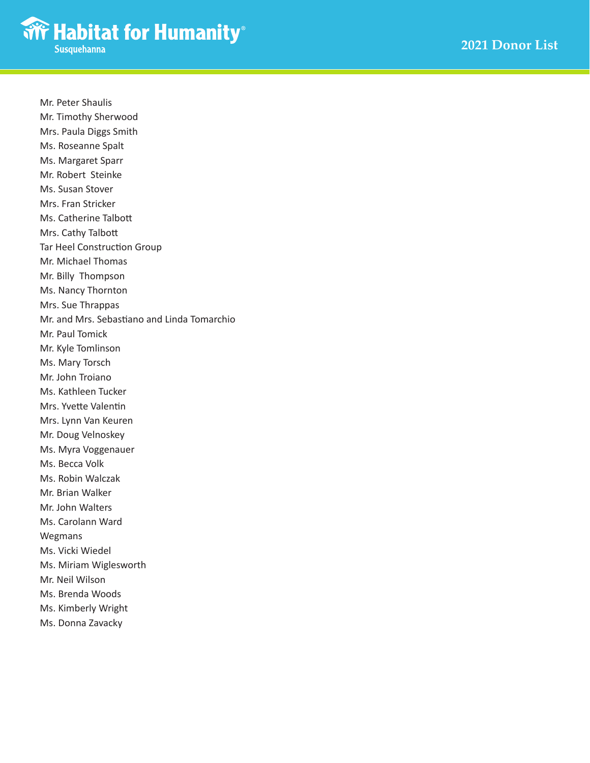Mr. Peter Shaulis
Mr. Timothy Sherwood
Mrs. Paula Diggs Smith
Ms. Roseanne Spalt
Ms. Margaret Sparr
Mr. Robert Steinke
Ms. Susan Stover
Mrs. Fran Stricker
Ms. Catherine Talbott
Mrs. Cathy Talbott
Tar Heel Construction Group
Mr. Michael Thomas
Mr. Billy Thompson
Ms. Nancy Thornton
Mrs. Sue Thrappas
Mr. and Mrs. Sebastiano and Linda Tomarchio
Mr. Paul Tomick
Mr. Kyle Tomlinson
Ms. Mary Torsch
Mr. John Troiano
Ms. Kathleen Tucker
Mrs. Yvette Valentin
Mrs. Lynn Van Keuren
Mr. Doug Velnoskey
Ms. Myra Voggenauer
Ms. Becca Volk
Ms. Robin Walczak
Mr. Brian Walker
Mr. John Walters
Ms. Carolann Ward
Wegmans
Ms. Vicki Wiedel
Ms. Miriam Wiglesworth
Mr. Neil Wilson
Ms. Brenda Woods
Ms. Kimberly Wright
Ms. Donna Zavacky